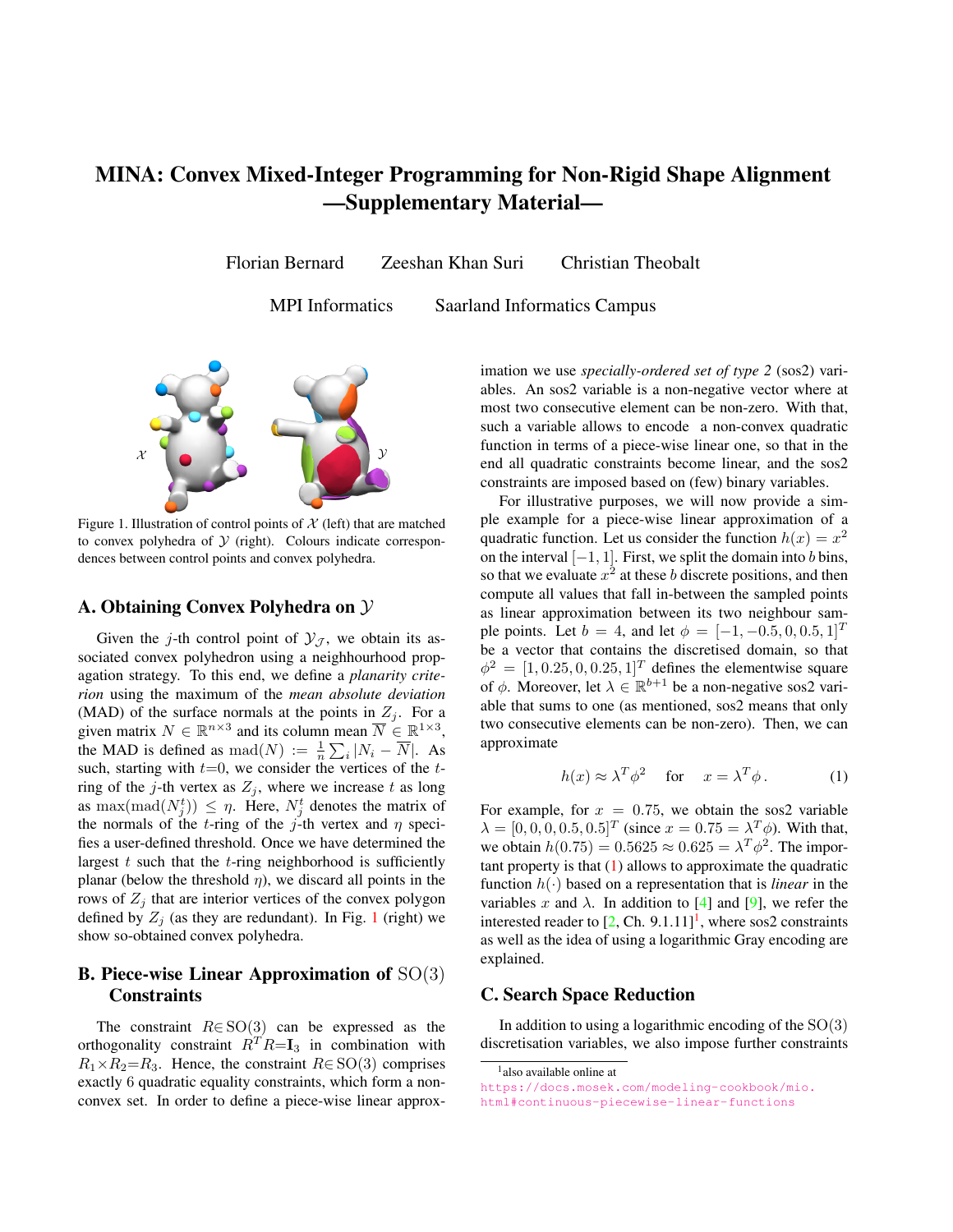# MINA: Convex Mixed-Integer Programming for Non-Rigid Shape Alignment —Supplementary Material—

Florian Bernard    Zeeshan Khan Suri    Christian Theobalt

MPI Informatics    Saarland Informatics Campus

$\mathcal{X}$

$\mathcal{Y}$

Figure 1. Illustration of control points of $\mathcal{X}$ (left) that are matched to convex polyhedra of $\mathcal{Y}$ (right). Colours indicate correspondences between control points and convex polyhedra.

## A. Obtaining Convex Polyhedra on $\mathcal{Y}$

Given the $j$-th control point of $\mathcal{Y}_{\mathcal{J}}$, we obtain its associated convex polyhedron using a neighbourhood propagation strategy. To this end, we define a *planarity criterion* using the maximum of the *mean absolute deviation* (MAD) of the surface normals at the points in $Z_j$. For a given matrix $N \in \mathbb{R}^{n \times 3}$ and its column mean $\overline{N} \in \mathbb{R}^{1\times 3}$, the MAD is defined as $\text{mad}(N) := \frac{1}{n}\sum_i |N_i - \overline{N}|$. As such, starting with $t$=0, we consider the vertices of the $t$-ring of the $j$-th vertex as $Z_j$, where we increase $t$ as long as $\max(\text{mad}(N_j^t)) \leq \eta$. Here, $N_j^t$ denotes the matrix of the normals of the $t$-ring of the $j$-th vertex and $\eta$ specifies a user-defined threshold. Once we have determined the largest $t$ such that the $t$-ring neighborhood is sufficiently planar (below the threshold $\eta$), we discard all points in the rows of $Z_j$ that are interior vertices of the convex polygon defined by $Z_j$ (as they are redundant). In Fig. 1 (right) we show so-obtained convex polyhedra.

## B. Piece-wise Linear Approximation of $\text{SO}(3)$ Constraints

The constraint $R \in \text{SO}(3)$ can be expressed as the orthogonality constraint $R^T R = \mathbf{I}_3$ in combination with $R_1 \times R_2 = R_3$. Hence, the constraint $R \in \text{SO}(3)$ comprises exactly 6 quadratic equality constraints, which form a non-convex set. In order to define a piece-wise linear approximation we use *specially-ordered set of type 2* (sos2) variables. An sos2 variable is a non-negative vector where at most two consecutive element can be non-zero. With that, such a variable allows to encode a non-convex quadratic function in terms of a piece-wise linear one, so that in the end all quadratic constraints become linear, and the sos2 constraints are imposed based on (few) binary variables.

For illustrative purposes, we will now provide a simple example for a piece-wise linear approximation of a quadratic function. Let us consider the function $h(x) = x^2$ on the interval $[-1, 1]$. First, we split the domain into $b$ bins, so that we evaluate $x^2$ at these $b$ discrete positions, and then compute all values that fall in-between the sampled points as linear approximation between its two neighbour sample points. Let $b = 4$, and let $\phi = [-1, -0.5, 0, 0.5, 1]^T$ be a vector that contains the discretised domain, so that $\phi^2 = [1, 0.25, 0, 0.25, 1]^T$ defines the elementwise square of $\phi$. Moreover, let $\lambda \in \mathbb{R}^{b+1}$ be a non-negative sos2 variable that sums to one (as mentioned, sos2 means that only two consecutive elements can be non-zero). Then, we can approximate

$$h(x) \approx \lambda^T \phi^2 \quad \text{for} \quad x = \lambda^T \phi \,. \tag{1}$$

For example, for $x = 0.75$, we obtain the sos2 variable $\lambda = [0, 0, 0, 0.5, 0.5]^T$ (since $x = 0.75 = \lambda^T \phi$). With that, we obtain $h(0.75) = 0.5625 \approx 0.625 = \lambda^T \phi^2$. The important property is that (1) allows to approximate the quadratic function $h(\cdot)$ based on a representation that is *linear* in the variables $x$ and $\lambda$. In addition to [4] and [9], we refer the interested reader to [2, Ch. 9.1.11][1], where sos2 constraints as well as the idea of using a logarithmic Gray encoding are explained.

## C. Search Space Reduction

In addition to using a logarithmic encoding of the $\text{SO}(3)$ discretisation variables, we also impose further constraints

[1] also available online at https://docs.mosek.com/modeling-cookbook/mio.html#continuous-piecewise-linear-functions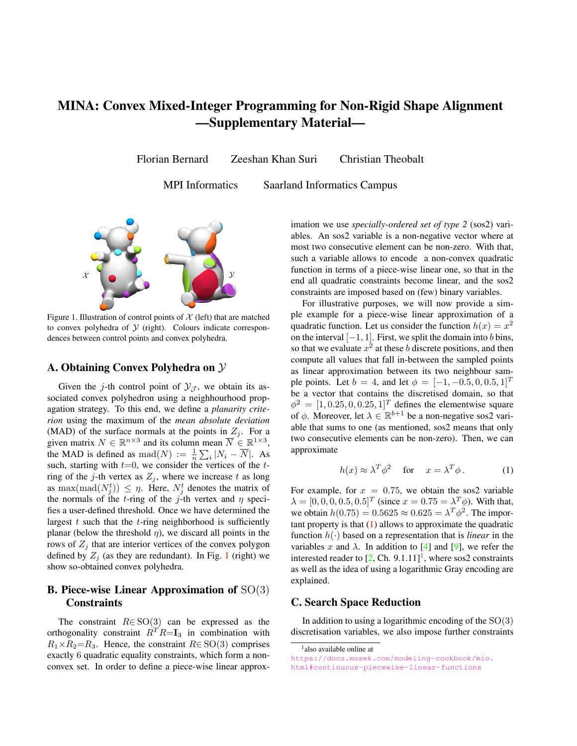# MINA: Convex Mixed-Integer Programming for Non-Rigid Shape Alignment —Supplementary Material—

Florian Bernard Zeeshan Khan Suri Christian Theobalt

MPI Informatics Saarland Informatics Campus

Figure 1. Illustration of control points of $\mathcal{X}$ (left) that are matched to convex polyhedra of $\mathcal{Y}$ (right). Colours indicate correspondences between control points and convex polyhedra.

## A. Obtaining Convex Polyhedra on $\mathcal{Y}$

Given the $j$-th control point of $\mathcal{Y}_{\mathcal{J}}$, we obtain its associated convex polyhedron using a neighbourhood propagation strategy. To this end, we define a *planarity criterion* using the maximum of the *mean absolute deviation* (MAD) of the surface normals at the points in $Z_j$. For a given matrix $N \in \mathbb{R}^{n \times 3}$ and its column mean $\overline{N} \in \mathbb{R}^{1 \times 3}$, the MAD is defined as $\text{mad}(N) := \frac{1}{n}\sum_i |N_i - \overline{N}|$. As such, starting with $t$=0, we consider the vertices of the $t$-ring of the $j$-th vertex as $Z_j$, where we increase $t$ as long as $\max(\text{mad}(N_j^t)) \leq \eta$. Here, $N_j^t$ denotes the matrix of the normals of the $t$-ring of the $j$-th vertex and $\eta$ specifies a user-defined threshold. Once we have determined the largest $t$ such that the $t$-ring neighborhood is sufficiently planar (below the threshold $\eta$), we discard all points in the rows of $Z_j$ that are interior vertices of the convex polygon defined by $Z_j$ (as they are redundant). In Fig. 1 (right) we show so-obtained convex polyhedra.

## B. Piece-wise Linear Approximation of $\mathrm{SO}(3)$ Constraints

The constraint $R \in \mathrm{SO}(3)$ can be expressed as the orthogonality constraint $R^T R = \mathbf{I}_3$ in combination with $R_1 \times R_2 = R_3$. Hence, the constraint $R \in \mathrm{SO}(3)$ comprises exactly 6 quadratic equality constraints, which form a non-convex set. In order to define a piece-wise linear approximation we use *specially-ordered set of type 2* (sos2) variables. An sos2 variable is a non-negative vector where at most two consecutive element can be non-zero. With that, such a variable allows to encode a non-convex quadratic function in terms of a piece-wise linear one, so that in the end all quadratic constraints become linear, and the sos2 constraints are imposed based on (few) binary variables.

For illustrative purposes, we will now provide a simple example for a piece-wise linear approximation of a quadratic function. Let us consider the function $h(x) = x^2$ on the interval $[-1, 1]$. First, we split the domain into $b$ bins, so that we evaluate $x^2$ at these $b$ discrete positions, and then compute all values that fall in-between the sampled points as linear approximation between its two neighbour sample points. Let $b = 4$, and let $\phi = [-1, -0.5, 0, 0.5, 1]^T$ be a vector that contains the discretised domain, so that $\phi^2 = [1, 0.25, 0, 0.25, 1]^T$ defines the elementwise square of $\phi$. Moreover, let $\lambda \in \mathbb{R}^{b+1}$ be a non-negative sos2 variable that sums to one (as mentioned, sos2 means that only two consecutive elements can be non-zero). Then, we can approximate

$$h(x) \approx \lambda^T \phi^2 \quad \text{for} \quad x = \lambda^T \phi\,. \tag{1}$$

For example, for $x = 0.75$, we obtain the sos2 variable $\lambda = [0, 0, 0, 0.5, 0.5]^T$ (since $x = 0.75 = \lambda^T \phi$). With that, we obtain $h(0.75) = 0.5625 \approx 0.625 = \lambda^T \phi^2$. The important property is that (1) allows to approximate the quadratic function $h(\cdot)$ based on a representation that is *linear* in the variables $x$ and $\lambda$. In addition to [4] and [9], we refer the interested reader to [2, Ch. 9.1.11][1], where sos2 constraints as well as the idea of using a logarithmic Gray encoding are explained.

## C. Search Space Reduction

In addition to using a logarithmic encoding of the $\mathrm{SO}(3)$ discretisation variables, we also impose further constraints

[1] also available online at https://docs.mosek.com/modeling-cookbook/mio.html#continuous-piecewise-linear-functions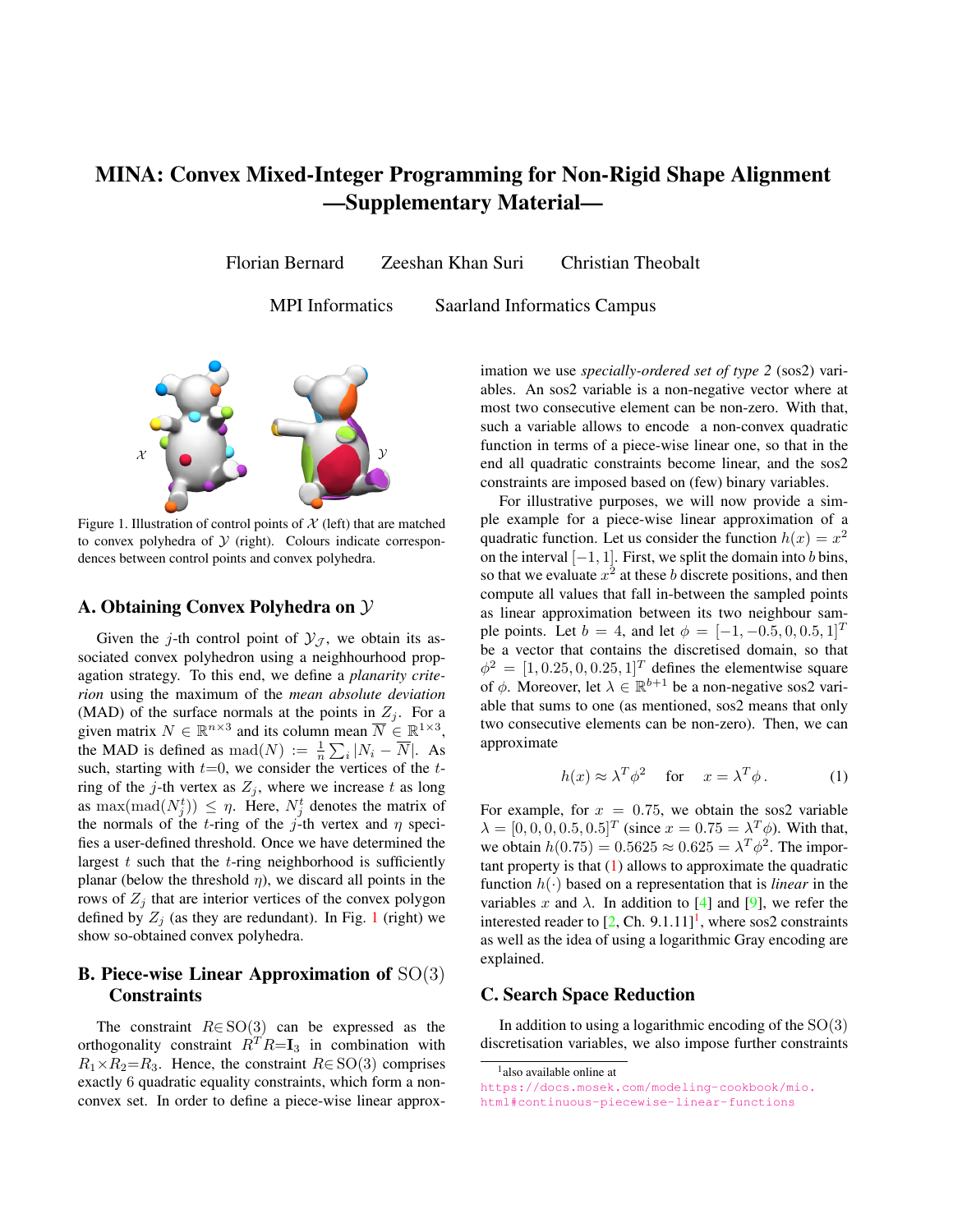# MINA: Convex Mixed-Integer Programming for Non-Rigid Shape Alignment —Supplementary Material—

Florian Bernard Zeeshan Khan Suri Christian Theobalt

MPI Informatics Saarland Informatics Campus

Figure 1. Illustration of control points of $\mathcal{X}$ (left) that are matched to convex polyhedra of $\mathcal{Y}$ (right). Colours indicate correspondences between control points and convex polyhedra.

## A. Obtaining Convex Polyhedra on $\mathcal{Y}$

Given the $j$-th control point of $\mathcal{Y}_{\mathcal{J}}$, we obtain its associated convex polyhedron using a neighbourhood propagation strategy. To this end, we define a *planarity criterion* using the maximum of the *mean absolute deviation* (MAD) of the surface normals at the points in $Z_j$. For a given matrix $N \in \mathbb{R}^{n \times 3}$ and its column mean $\overline{N} \in \mathbb{R}^{1 \times 3}$, the MAD is defined as $\text{mad}(N) := \frac{1}{n} \sum_i |N_i - \overline{N}|$. As such, starting with $t$=0, we consider the vertices of the $t$-ring of the $j$-th vertex as $Z_j$, where we increase $t$ as long as $\max(\text{mad}(N_j^t)) \leq \eta$. Here, $N_j^t$ denotes the matrix of the normals of the $t$-ring of the $j$-th vertex and $\eta$ specifies a user-defined threshold. Once we have determined the largest $t$ such that the $t$-ring neighborhood is sufficiently planar (below the threshold $\eta$), we discard all points in the rows of $Z_j$ that are interior vertices of the convex polygon defined by $Z_j$ (as they are redundant). In Fig. 1 (right) we show so-obtained convex polyhedra.

## B. Piece-wise Linear Approximation of $\text{SO}(3)$ Constraints

The constraint $R \in \text{SO}(3)$ can be expressed as the orthogonality constraint $R^T R = \mathbf{I}_3$ in combination with $R_1 \times R_2 = R_3$. Hence, the constraint $R \in \text{SO}(3)$ comprises exactly 6 quadratic equality constraints, which form a non-convex set. In order to define a piece-wise linear approximation we use *specially-ordered set of type 2* (sos2) variables. An sos2 variable is a non-negative vector where at most two consecutive element can be non-zero. With that, such a variable allows to encode a non-convex quadratic function in terms of a piece-wise linear one, so that in the end all quadratic constraints become linear, and the sos2 constraints are imposed based on (few) binary variables.

For illustrative purposes, we will now provide a simple example for a piece-wise linear approximation of a quadratic function. Let us consider the function $h(x) = x^2$ on the interval $[-1, 1]$. First, we split the domain into $b$ bins, so that we evaluate $x^2$ at these $b$ discrete positions, and then compute all values that fall in-between the sampled points as linear approximation between its two neighbour sample points. Let $b = 4$, and let $\phi = [-1, -0.5, 0, 0.5, 1]^T$ be a vector that contains the discretised domain, so that $\phi^2 = [1, 0.25, 0, 0.25, 1]^T$ defines the elementwise square of $\phi$. Moreover, let $\lambda \in \mathbb{R}^{b+1}$ be a non-negative sos2 variable that sums to one (as mentioned, sos2 means that only two consecutive elements can be non-zero). Then, we can approximate

$$h(x) \approx \lambda^T \phi^2 \quad \text{for} \quad x = \lambda^T \phi \,. \tag{1}$$

For example, for $x = 0.75$, we obtain the sos2 variable $\lambda = [0, 0, 0, 0.5, 0.5]^T$ (since $x = 0.75 = \lambda^T \phi$). With that, we obtain $h(0.75) = 0.5625 \approx 0.625 = \lambda^T \phi^2$. The important property is that (1) allows to approximate the quadratic function $h(\cdot)$ based on a representation that is *linear* in the variables $x$ and $\lambda$. In addition to [4] and [9], we refer the interested reader to [2, Ch. 9.1.11][1], where sos2 constraints as well as the idea of using a logarithmic Gray encoding are explained.

## C. Search Space Reduction

In addition to using a logarithmic encoding of the $\text{SO}(3)$ discretisation variables, we also impose further constraints

[1] also available online at https://docs.mosek.com/modeling-cookbook/mio.html#continuous-piecewise-linear-functions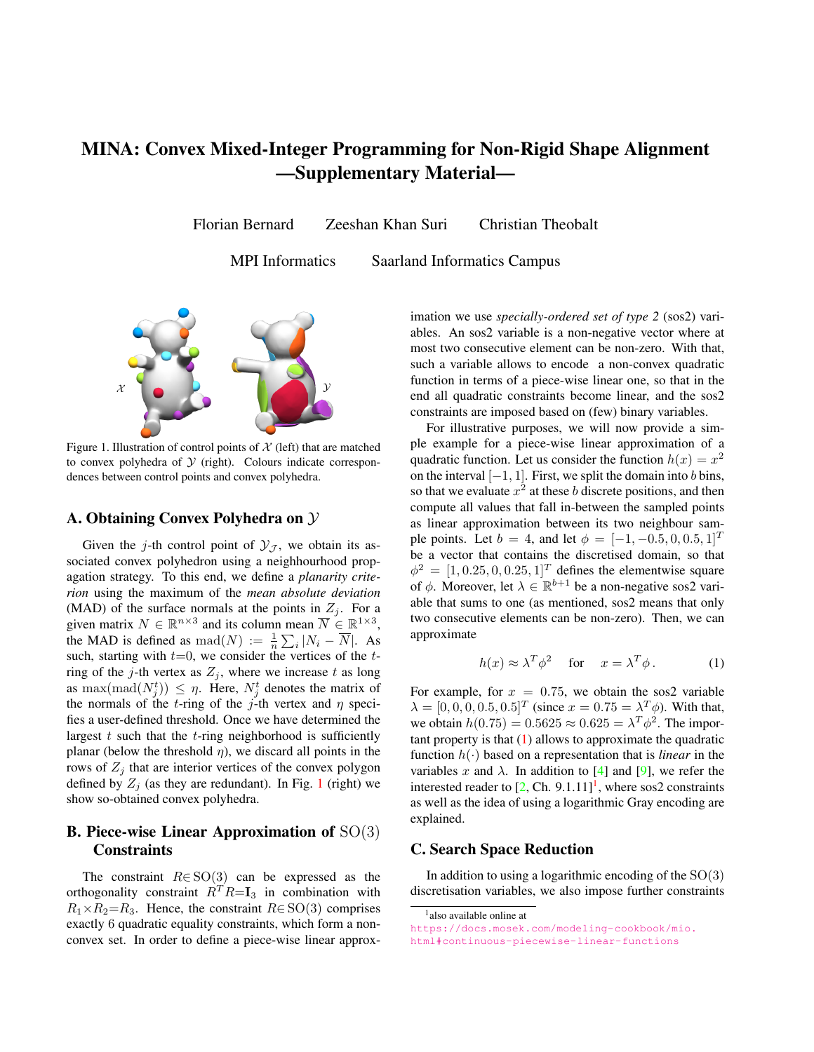# MINA: Convex Mixed-Integer Programming for Non-Rigid Shape Alignment —Supplementary Material—

Florian Bernard    Zeeshan Khan Suri    Christian Theobalt

MPI Informatics    Saarland Informatics Campus

$\mathcal{X}$

$\mathcal{Y}$

Figure 1. Illustration of control points of $\mathcal{X}$ (left) that are matched to convex polyhedra of $\mathcal{Y}$ (right). Colours indicate correspondences between control points and convex polyhedra.

## A. Obtaining Convex Polyhedra on $\mathcal{Y}$

Given the $j$-th control point of $\mathcal{Y}_{\mathcal{J}}$, we obtain its associated convex polyhedron using a neighbourhood propagation strategy. To this end, we define a *planarity criterion* using the maximum of the *mean absolute deviation* (MAD) of the surface normals at the points in $Z_j$. For a given matrix $N \in \mathbb{R}^{n \times 3}$ and its column mean $\overline{N} \in \mathbb{R}^{1\times 3}$, the MAD is defined as $\text{mad}(N) := \frac{1}{n}\sum_i |N_i - \overline{N}|$. As such, starting with $t$=0, we consider the vertices of the $t$-ring of the $j$-th vertex as $Z_j$, where we increase $t$ as long as $\max(\text{mad}(N_j^t)) \leq \eta$. Here, $N_j^t$ denotes the matrix of the normals of the $t$-ring of the $j$-th vertex and $\eta$ specifies a user-defined threshold. Once we have determined the largest $t$ such that the $t$-ring neighborhood is sufficiently planar (below the threshold $\eta$), we discard all points in the rows of $Z_j$ that are interior vertices of the convex polygon defined by $Z_j$ (as they are redundant). In Fig. 1 (right) we show so-obtained convex polyhedra.

## B. Piece-wise Linear Approximation of $\text{SO}(3)$ Constraints

The constraint $R \in \text{SO}(3)$ can be expressed as the orthogonality constraint $R^T R = \mathbf{I}_3$ in combination with $R_1 \times R_2 = R_3$. Hence, the constraint $R \in \text{SO}(3)$ comprises exactly 6 quadratic equality constraints, which form a non-convex set. In order to define a piece-wise linear approximation we use *specially-ordered set of type 2* (sos2) variables. An sos2 variable is a non-negative vector where at most two consecutive element can be non-zero. With that, such a variable allows to encode a non-convex quadratic function in terms of a piece-wise linear one, so that in the end all quadratic constraints become linear, and the sos2 constraints are imposed based on (few) binary variables.

For illustrative purposes, we will now provide a simple example for a piece-wise linear approximation of a quadratic function. Let us consider the function $h(x) = x^2$ on the interval $[-1, 1]$. First, we split the domain into $b$ bins, so that we evaluate $x^2$ at these $b$ discrete positions, and then compute all values that fall in-between the sampled points as linear approximation between its two neighbour sample points. Let $b = 4$, and let $\phi = [-1, -0.5, 0, 0.5, 1]^T$ be a vector that contains the discretised domain, so that $\phi^2 = [1, 0.25, 0, 0.25, 1]^T$ defines the elementwise square of $\phi$. Moreover, let $\lambda \in \mathbb{R}^{b+1}$ be a non-negative sos2 variable that sums to one (as mentioned, sos2 means that only two consecutive elements can be non-zero). Then, we can approximate

$$h(x) \approx \lambda^T \phi^2 \quad \text{for} \quad x = \lambda^T \phi\,. \tag{1}$$

For example, for $x = 0.75$, we obtain the sos2 variable $\lambda = [0, 0, 0, 0.5, 0.5]^T$ (since $x = 0.75 = \lambda^T \phi$). With that, we obtain $h(0.75) = 0.5625 \approx 0.625 = \lambda^T \phi^2$. The important property is that (1) allows to approximate the quadratic function $h(\cdot)$ based on a representation that is *linear* in the variables $x$ and $\lambda$. In addition to [4] and [9], we refer the interested reader to [2, Ch. 9.1.11][1], where sos2 constraints as well as the idea of using a logarithmic Gray encoding are explained.

## C. Search Space Reduction

In addition to using a logarithmic encoding of the $\text{SO}(3)$ discretisation variables, we also impose further constraints

[1] also available online at https://docs.mosek.com/modeling-cookbook/mio.html#continuous-piecewise-linear-functions